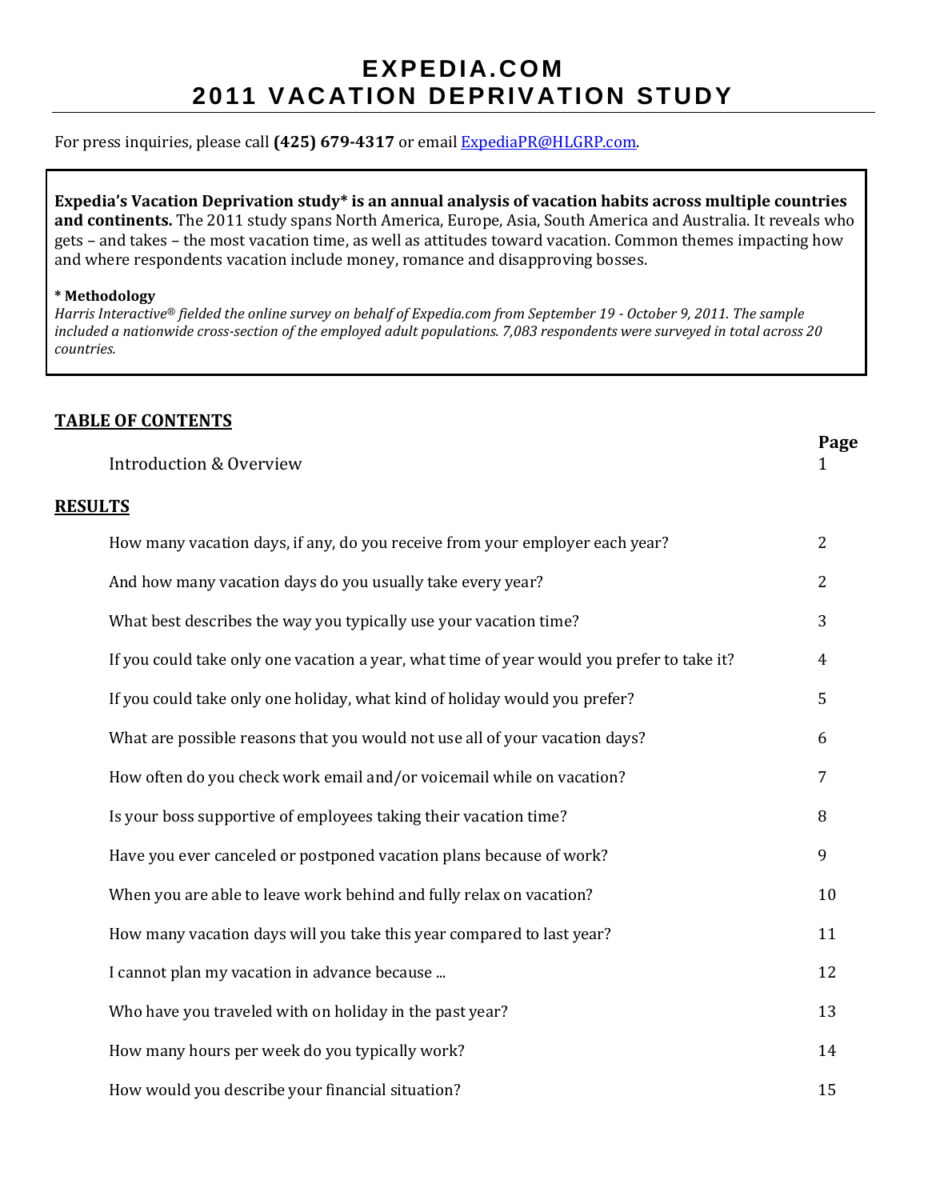# EXPEDIA.COM
# 2011 VACATION DEPRIVATION STUDY

For press inquiries, please call **(425) 679-4317** or email ExpediaPR@HLGRP.com.

**Expedia's Vacation Deprivation study* is an annual analysis of vacation habits across multiple countries and continents.** The 2011 study spans North America, Europe, Asia, South America and Australia. It reveals who gets – and takes – the most vacation time, as well as attitudes toward vacation. Common themes impacting how and where respondents vacation include money, romance and disapproving bosses.

**\* Methodology**

*Harris Interactive® fielded the online survey on behalf of Expedia.com from September 19 - October 9, 2011. The sample included a nationwide cross-section of the employed adult populations. 7,083 respondents were surveyed in total across 20 countries.*

## TABLE OF CONTENTS

| | Page |
|---|---|
| Introduction & Overview | 1 |

## RESULTS

| | |
|---|---|
| How many vacation days, if any, do you receive from your employer each year? | 2 |
| And how many vacation days do you usually take every year? | 2 |
| What best describes the way you typically use your vacation time? | 3 |
| If you could take only one vacation a year, what time of year would you prefer to take it? | 4 |
| If you could take only one holiday, what kind of holiday would you prefer? | 5 |
| What are possible reasons that you would not use all of your vacation days? | 6 |
| How often do you check work email and/or voicemail while on vacation? | 7 |
| Is your boss supportive of employees taking their vacation time? | 8 |
| Have you ever canceled or postponed vacation plans because of work? | 9 |
| When you are able to leave work behind and fully relax on vacation? | 10 |
| How many vacation days will you take this year compared to last year? | 11 |
| I cannot plan my vacation in advance because ... | 12 |
| Who have you traveled with on holiday in the past year? | 13 |
| How many hours per week do you typically work? | 14 |
| How would you describe your financial situation? | 15 |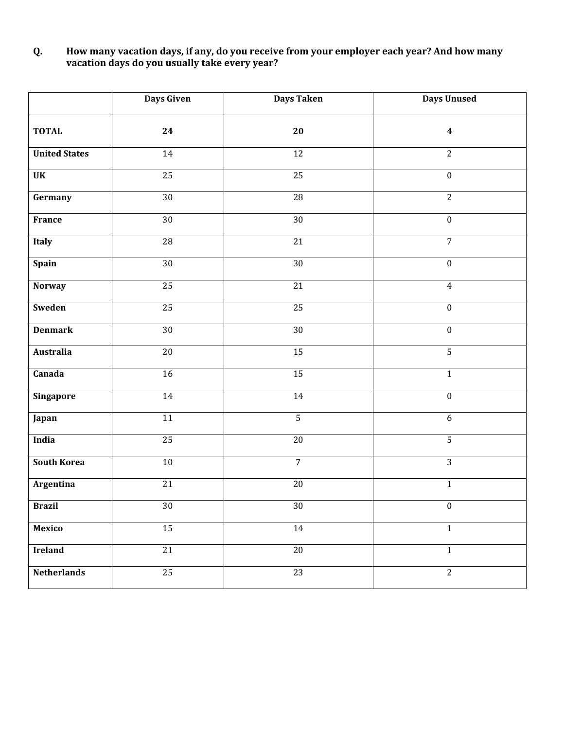**Q. How many vacation days, if any, do you receive from your employer each year? And how many vacation days do you usually take every year?**

| | Days Given | Days Taken | Days Unused |
|---|---|---|---|
| **TOTAL** | **24** | **20** | **4** |
| **United States** | 14 | 12 | 2 |
| **UK** | 25 | 25 | 0 |
| **Germany** | 30 | 28 | 2 |
| **France** | 30 | 30 | 0 |
| **Italy** | 28 | 21 | 7 |
| **Spain** | 30 | 30 | 0 |
| **Norway** | 25 | 21 | 4 |
| **Sweden** | 25 | 25 | 0 |
| **Denmark** | 30 | 30 | 0 |
| **Australia** | 20 | 15 | 5 |
| **Canada** | 16 | 15 | 1 |
| **Singapore** | 14 | 14 | 0 |
| **Japan** | 11 | 5 | 6 |
| **India** | 25 | 20 | 5 |
| **South Korea** | 10 | 7 | 3 |
| **Argentina** | 21 | 20 | 1 |
| **Brazil** | 30 | 30 | 0 |
| **Mexico** | 15 | 14 | 1 |
| **Ireland** | 21 | 20 | 1 |
| **Netherlands** | 25 | 23 | 2 |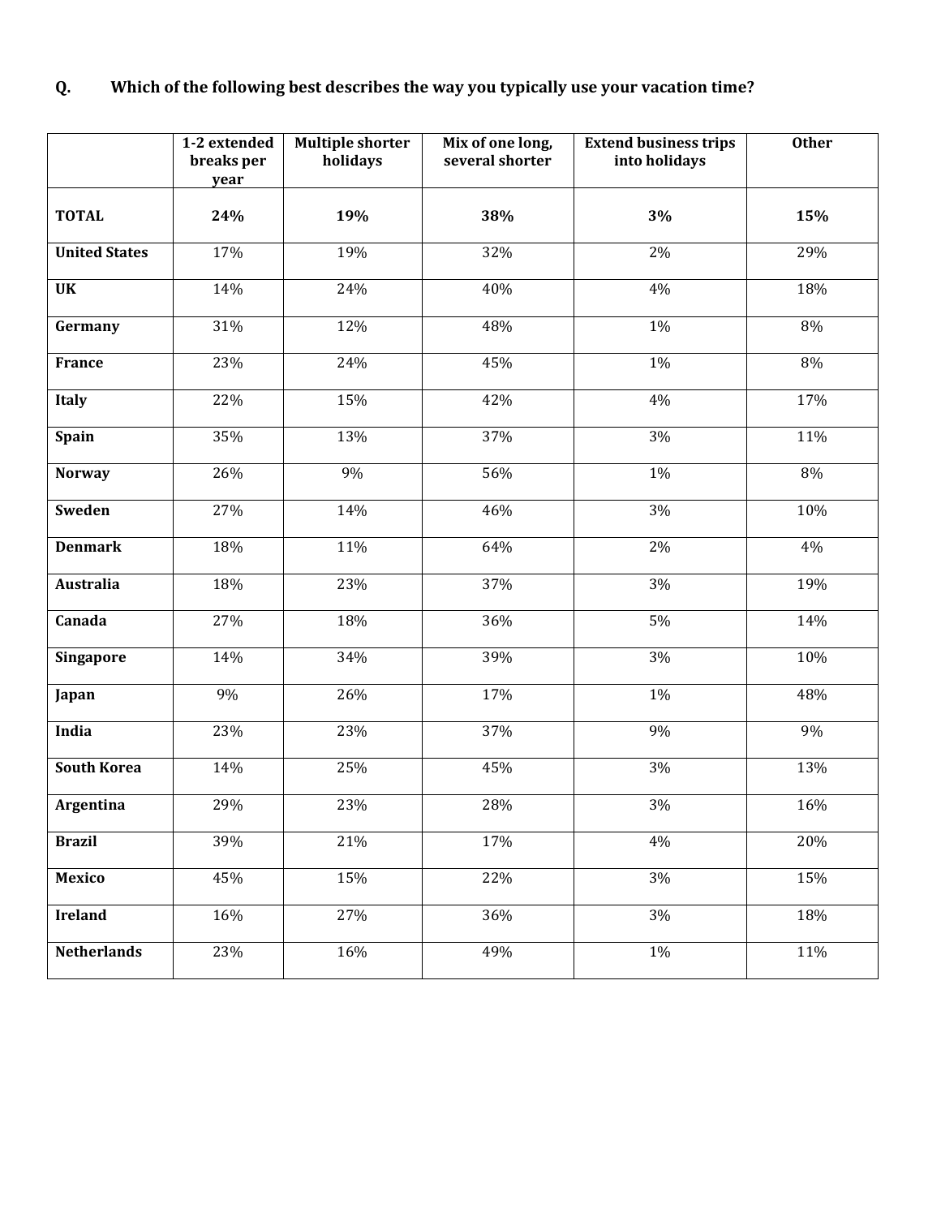**Q. Which of the following best describes the way you typically use your vacation time?**

| | 1-2 extended breaks per year | Multiple shorter holidays | Mix of one long, several shorter | Extend business trips into holidays | Other |
|---|---|---|---|---|---|
| **TOTAL** | **24%** | **19%** | **38%** | **3%** | **15%** |
| **United States** | 17% | 19% | 32% | 2% | 29% |
| **UK** | 14% | 24% | 40% | 4% | 18% |
| **Germany** | 31% | 12% | 48% | 1% | 8% |
| **France** | 23% | 24% | 45% | 1% | 8% |
| **Italy** | 22% | 15% | 42% | 4% | 17% |
| **Spain** | 35% | 13% | 37% | 3% | 11% |
| **Norway** | 26% | 9% | 56% | 1% | 8% |
| **Sweden** | 27% | 14% | 46% | 3% | 10% |
| **Denmark** | 18% | 11% | 64% | 2% | 4% |
| **Australia** | 18% | 23% | 37% | 3% | 19% |
| **Canada** | 27% | 18% | 36% | 5% | 14% |
| **Singapore** | 14% | 34% | 39% | 3% | 10% |
| **Japan** | 9% | 26% | 17% | 1% | 48% |
| **India** | 23% | 23% | 37% | 9% | 9% |
| **South Korea** | 14% | 25% | 45% | 3% | 13% |
| **Argentina** | 29% | 23% | 28% | 3% | 16% |
| **Brazil** | 39% | 21% | 17% | 4% | 20% |
| **Mexico** | 45% | 15% | 22% | 3% | 15% |
| **Ireland** | 16% | 27% | 36% | 3% | 18% |
| **Netherlands** | 23% | 16% | 49% | 1% | 11% |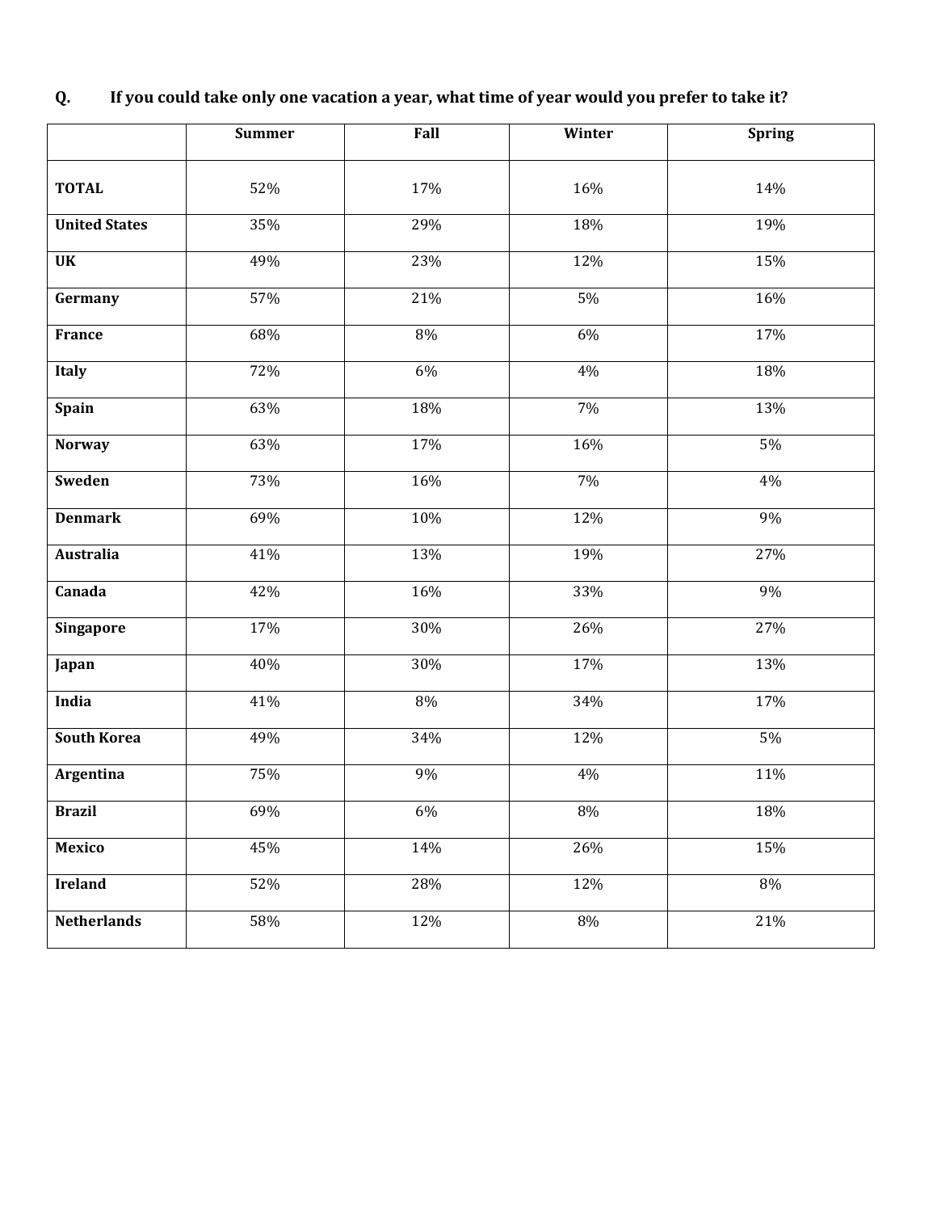**Q. If you could take only one vacation a year, what time of year would you prefer to take it?**

| | Summer | Fall | Winter | Spring |
|---|---|---|---|---|
| **TOTAL** | 52% | 17% | 16% | 14% |
| **United States** | 35% | 29% | 18% | 19% |
| **UK** | 49% | 23% | 12% | 15% |
| **Germany** | 57% | 21% | 5% | 16% |
| **France** | 68% | 8% | 6% | 17% |
| **Italy** | 72% | 6% | 4% | 18% |
| **Spain** | 63% | 18% | 7% | 13% |
| **Norway** | 63% | 17% | 16% | 5% |
| **Sweden** | 73% | 16% | 7% | 4% |
| **Denmark** | 69% | 10% | 12% | 9% |
| **Australia** | 41% | 13% | 19% | 27% |
| **Canada** | 42% | 16% | 33% | 9% |
| **Singapore** | 17% | 30% | 26% | 27% |
| **Japan** | 40% | 30% | 17% | 13% |
| **India** | 41% | 8% | 34% | 17% |
| **South Korea** | 49% | 34% | 12% | 5% |
| **Argentina** | 75% | 9% | 4% | 11% |
| **Brazil** | 69% | 6% | 8% | 18% |
| **Mexico** | 45% | 14% | 26% | 15% |
| **Ireland** | 52% | 28% | 12% | 8% |
| **Netherlands** | 58% | 12% | 8% | 21% |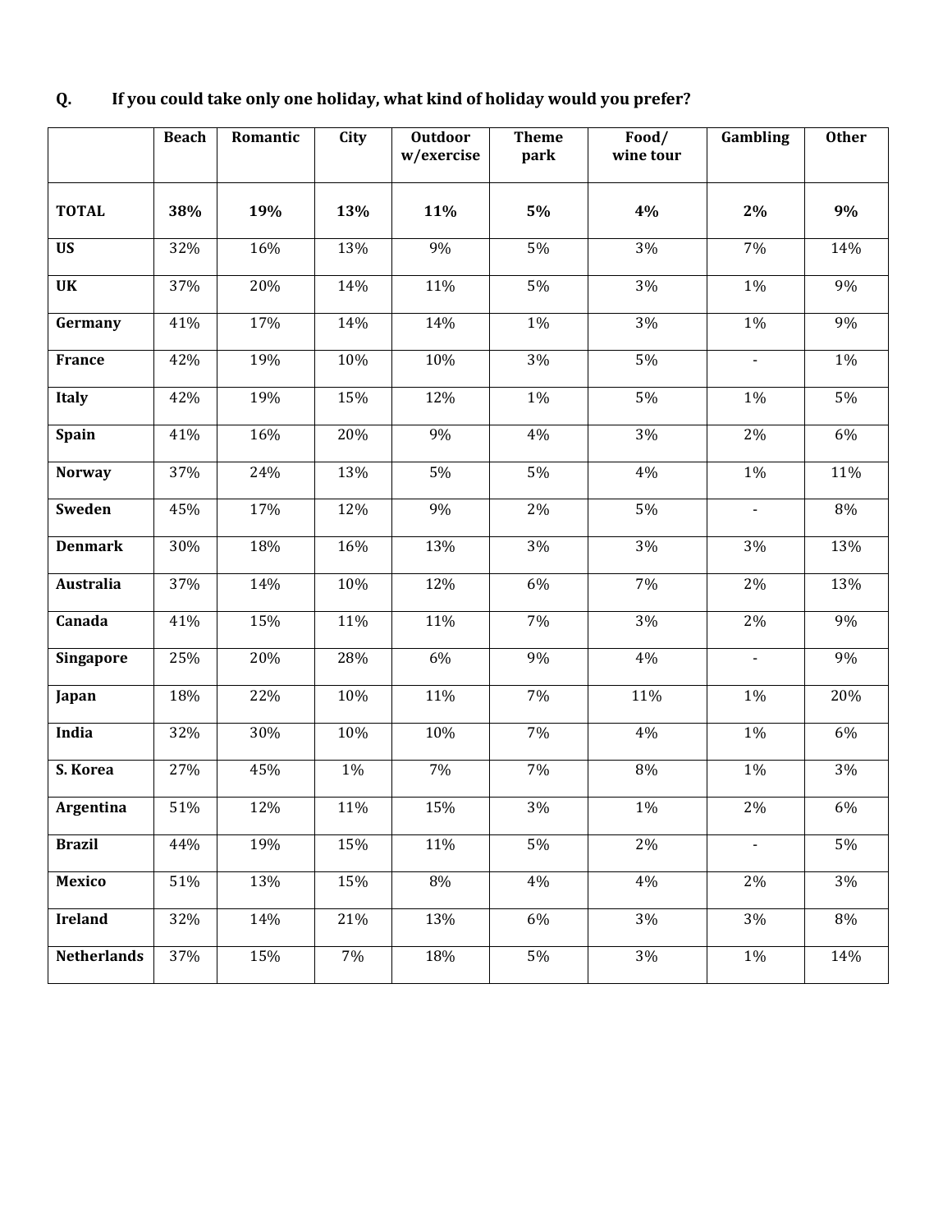**Q. If you could take only one holiday, what kind of holiday would you prefer?**

| | Beach | Romantic | City | Outdoor w/exercise | Theme park | Food/ wine tour | Gambling | Other |
|---|---|---|---|---|---|---|---|---|
| **TOTAL** | **38%** | **19%** | **13%** | **11%** | **5%** | **4%** | **2%** | **9%** |
| **US** | 32% | 16% | 13% | 9% | 5% | 3% | 7% | 14% |
| **UK** | 37% | 20% | 14% | 11% | 5% | 3% | 1% | 9% |
| **Germany** | 41% | 17% | 14% | 14% | 1% | 3% | 1% | 9% |
| **France** | 42% | 19% | 10% | 10% | 3% | 5% | - | 1% |
| **Italy** | 42% | 19% | 15% | 12% | 1% | 5% | 1% | 5% |
| **Spain** | 41% | 16% | 20% | 9% | 4% | 3% | 2% | 6% |
| **Norway** | 37% | 24% | 13% | 5% | 5% | 4% | 1% | 11% |
| **Sweden** | 45% | 17% | 12% | 9% | 2% | 5% | - | 8% |
| **Denmark** | 30% | 18% | 16% | 13% | 3% | 3% | 3% | 13% |
| **Australia** | 37% | 14% | 10% | 12% | 6% | 7% | 2% | 13% |
| **Canada** | 41% | 15% | 11% | 11% | 7% | 3% | 2% | 9% |
| **Singapore** | 25% | 20% | 28% | 6% | 9% | 4% | - | 9% |
| **Japan** | 18% | 22% | 10% | 11% | 7% | 11% | 1% | 20% |
| **India** | 32% | 30% | 10% | 10% | 7% | 4% | 1% | 6% |
| **S. Korea** | 27% | 45% | 1% | 7% | 7% | 8% | 1% | 3% |
| **Argentina** | 51% | 12% | 11% | 15% | 3% | 1% | 2% | 6% |
| **Brazil** | 44% | 19% | 15% | 11% | 5% | 2% | - | 5% |
| **Mexico** | 51% | 13% | 15% | 8% | 4% | 4% | 2% | 3% |
| **Ireland** | 32% | 14% | 21% | 13% | 6% | 3% | 3% | 8% |
| **Netherlands** | 37% | 15% | 7% | 18% | 5% | 3% | 1% | 14% |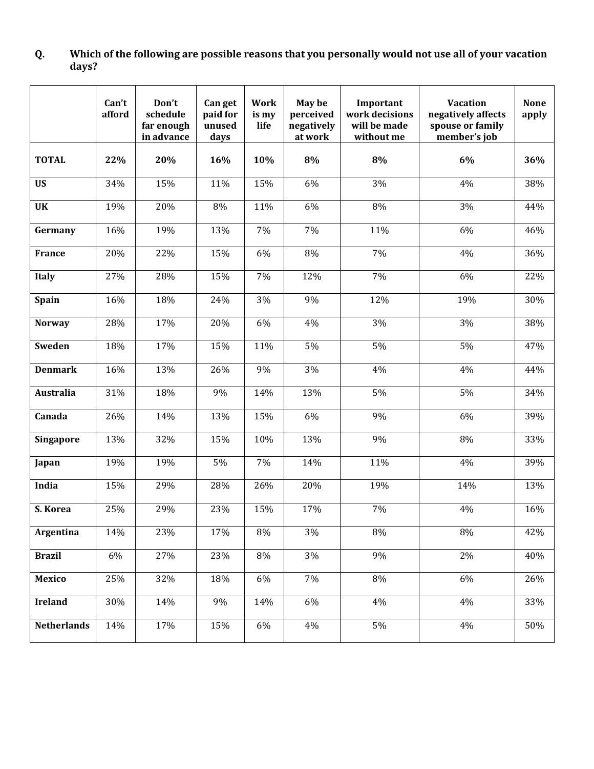**Q. Which of the following are possible reasons that you personally would not use all of your vacation days?**

| | Can't afford | Don't schedule far enough in advance | Can get paid for unused days | Work is my life | May be perceived negatively at work | Important work decisions will be made without me | Vacation negatively affects spouse or family member's job | None apply |
|---|---|---|---|---|---|---|---|---|
| **TOTAL** | **22%** | **20%** | **16%** | **10%** | **8%** | **8%** | **6%** | **36%** |
| **US** | 34% | 15% | 11% | 15% | 6% | 3% | 4% | 38% |
| **UK** | 19% | 20% | 8% | 11% | 6% | 8% | 3% | 44% |
| **Germany** | 16% | 19% | 13% | 7% | 7% | 11% | 6% | 46% |
| **France** | 20% | 22% | 15% | 6% | 8% | 7% | 4% | 36% |
| **Italy** | 27% | 28% | 15% | 7% | 12% | 7% | 6% | 22% |
| **Spain** | 16% | 18% | 24% | 3% | 9% | 12% | 19% | 30% |
| **Norway** | 28% | 17% | 20% | 6% | 4% | 3% | 3% | 38% |
| **Sweden** | 18% | 17% | 15% | 11% | 5% | 5% | 5% | 47% |
| **Denmark** | 16% | 13% | 26% | 9% | 3% | 4% | 4% | 44% |
| **Australia** | 31% | 18% | 9% | 14% | 13% | 5% | 5% | 34% |
| **Canada** | 26% | 14% | 13% | 15% | 6% | 9% | 6% | 39% |
| **Singapore** | 13% | 32% | 15% | 10% | 13% | 9% | 8% | 33% |
| **Japan** | 19% | 19% | 5% | 7% | 14% | 11% | 4% | 39% |
| **India** | 15% | 29% | 28% | 26% | 20% | 19% | 14% | 13% |
| **S. Korea** | 25% | 29% | 23% | 15% | 17% | 7% | 4% | 16% |
| **Argentina** | 14% | 23% | 17% | 8% | 3% | 8% | 8% | 42% |
| **Brazil** | 6% | 27% | 23% | 8% | 3% | 9% | 2% | 40% |
| **Mexico** | 25% | 32% | 18% | 6% | 7% | 8% | 6% | 26% |
| **Ireland** | 30% | 14% | 9% | 14% | 6% | 4% | 4% | 33% |
| **Netherlands** | 14% | 17% | 15% | 6% | 4% | 5% | 4% | 50% |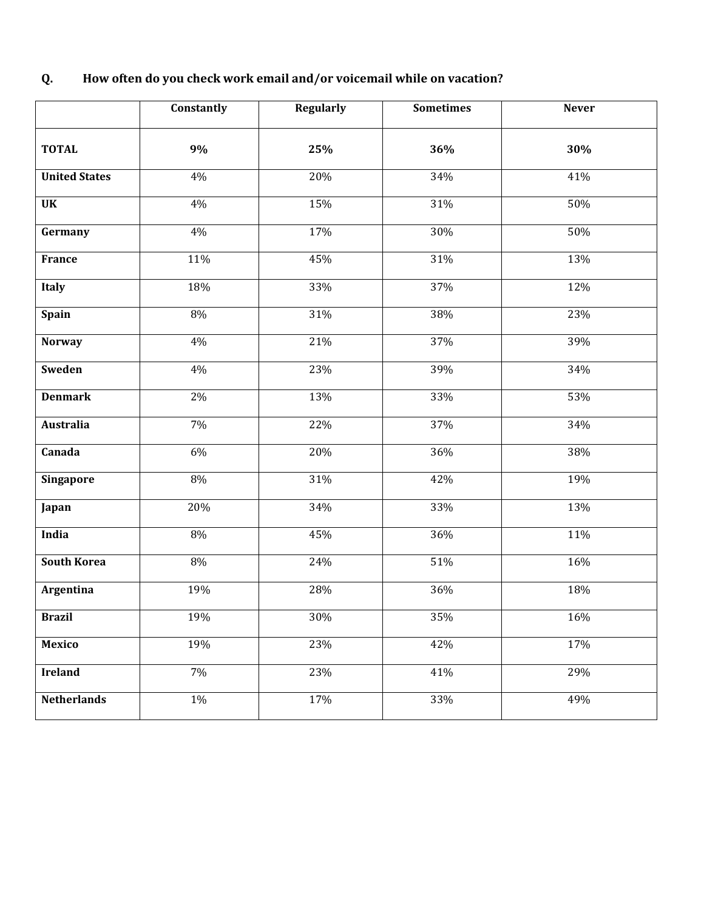**Q. How often do you check work email and/or voicemail while on vacation?**

| | Constantly | Regularly | Sometimes | Never |
|---|---|---|---|---|
| **TOTAL** | **9%** | **25%** | **36%** | **30%** |
| **United States** | 4% | 20% | 34% | 41% |
| **UK** | 4% | 15% | 31% | 50% |
| **Germany** | 4% | 17% | 30% | 50% |
| **France** | 11% | 45% | 31% | 13% |
| **Italy** | 18% | 33% | 37% | 12% |
| **Spain** | 8% | 31% | 38% | 23% |
| **Norway** | 4% | 21% | 37% | 39% |
| **Sweden** | 4% | 23% | 39% | 34% |
| **Denmark** | 2% | 13% | 33% | 53% |
| **Australia** | 7% | 22% | 37% | 34% |
| **Canada** | 6% | 20% | 36% | 38% |
| **Singapore** | 8% | 31% | 42% | 19% |
| **Japan** | 20% | 34% | 33% | 13% |
| **India** | 8% | 45% | 36% | 11% |
| **South Korea** | 8% | 24% | 51% | 16% |
| **Argentina** | 19% | 28% | 36% | 18% |
| **Brazil** | 19% | 30% | 35% | 16% |
| **Mexico** | 19% | 23% | 42% | 17% |
| **Ireland** | 7% | 23% | 41% | 29% |
| **Netherlands** | 1% | 17% | 33% | 49% |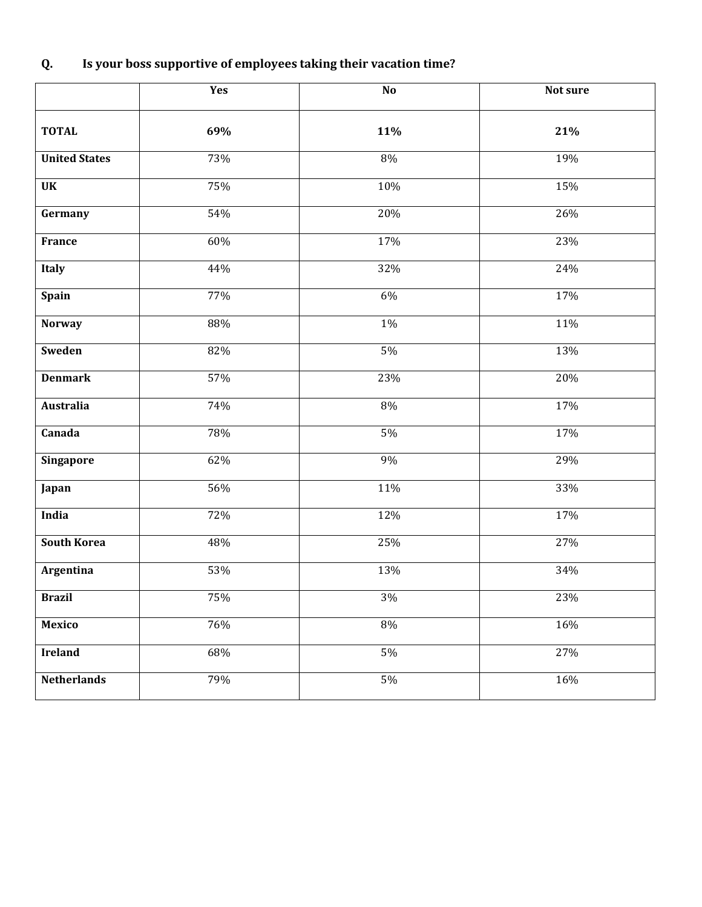**Q. Is your boss supportive of employees taking their vacation time?**

| | Yes | No | Not sure |
|---|---|---|---|
| **TOTAL** | **69%** | **11%** | **21%** |
| **United States** | 73% | 8% | 19% |
| **UK** | 75% | 10% | 15% |
| **Germany** | 54% | 20% | 26% |
| **France** | 60% | 17% | 23% |
| **Italy** | 44% | 32% | 24% |
| **Spain** | 77% | 6% | 17% |
| **Norway** | 88% | 1% | 11% |
| **Sweden** | 82% | 5% | 13% |
| **Denmark** | 57% | 23% | 20% |
| **Australia** | 74% | 8% | 17% |
| **Canada** | 78% | 5% | 17% |
| **Singapore** | 62% | 9% | 29% |
| **Japan** | 56% | 11% | 33% |
| **India** | 72% | 12% | 17% |
| **South Korea** | 48% | 25% | 27% |
| **Argentina** | 53% | 13% | 34% |
| **Brazil** | 75% | 3% | 23% |
| **Mexico** | 76% | 8% | 16% |
| **Ireland** | 68% | 5% | 27% |
| **Netherlands** | 79% | 5% | 16% |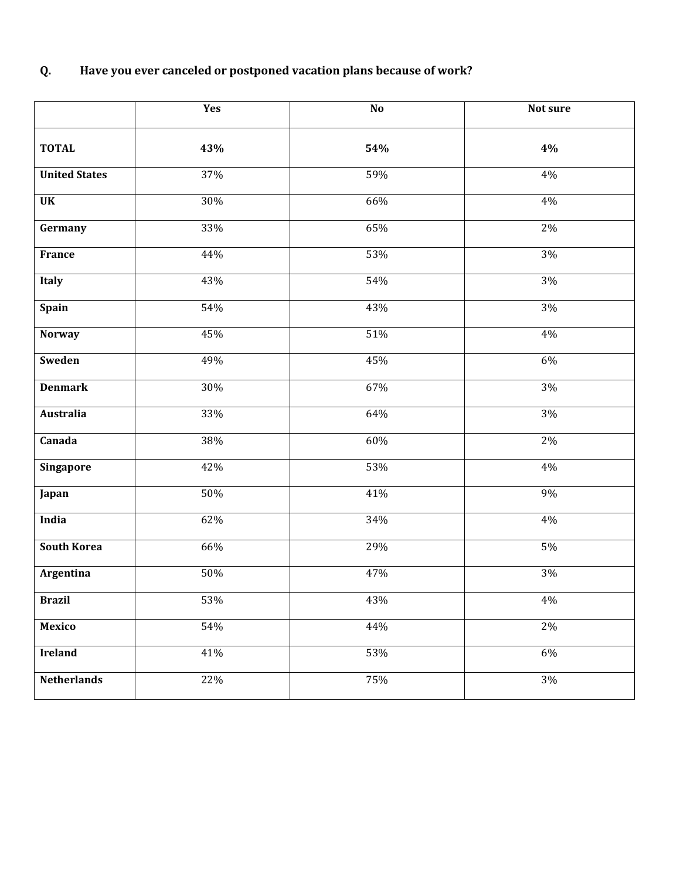**Q. Have you ever canceled or postponed vacation plans because of work?**

| | Yes | No | Not sure |
|---|---|---|---|
| **TOTAL** | **43%** | **54%** | **4%** |
| **United States** | 37% | 59% | 4% |
| **UK** | 30% | 66% | 4% |
| **Germany** | 33% | 65% | 2% |
| **France** | 44% | 53% | 3% |
| **Italy** | 43% | 54% | 3% |
| **Spain** | 54% | 43% | 3% |
| **Norway** | 45% | 51% | 4% |
| **Sweden** | 49% | 45% | 6% |
| **Denmark** | 30% | 67% | 3% |
| **Australia** | 33% | 64% | 3% |
| **Canada** | 38% | 60% | 2% |
| **Singapore** | 42% | 53% | 4% |
| **Japan** | 50% | 41% | 9% |
| **India** | 62% | 34% | 4% |
| **South Korea** | 66% | 29% | 5% |
| **Argentina** | 50% | 47% | 3% |
| **Brazil** | 53% | 43% | 4% |
| **Mexico** | 54% | 44% | 2% |
| **Ireland** | 41% | 53% | 6% |
| **Netherlands** | 22% | 75% | 3% |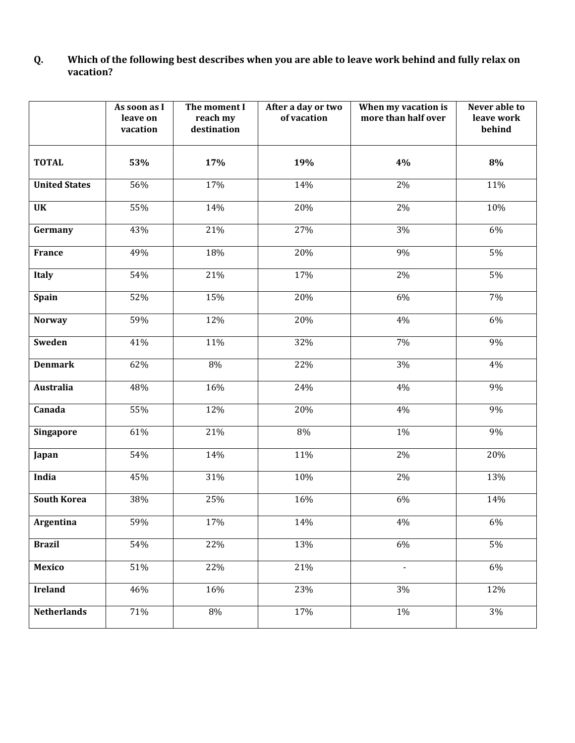**Q. Which of the following best describes when you are able to leave work behind and fully relax on vacation?**

| | As soon as I leave on vacation | The moment I reach my destination | After a day or two of vacation | When my vacation is more than half over | Never able to leave work behind |
|---|---|---|---|---|---|
| **TOTAL** | **53%** | **17%** | **19%** | **4%** | **8%** |
| **United States** | 56% | 17% | 14% | 2% | 11% |
| **UK** | 55% | 14% | 20% | 2% | 10% |
| **Germany** | 43% | 21% | 27% | 3% | 6% |
| **France** | 49% | 18% | 20% | 9% | 5% |
| **Italy** | 54% | 21% | 17% | 2% | 5% |
| **Spain** | 52% | 15% | 20% | 6% | 7% |
| **Norway** | 59% | 12% | 20% | 4% | 6% |
| **Sweden** | 41% | 11% | 32% | 7% | 9% |
| **Denmark** | 62% | 8% | 22% | 3% | 4% |
| **Australia** | 48% | 16% | 24% | 4% | 9% |
| **Canada** | 55% | 12% | 20% | 4% | 9% |
| **Singapore** | 61% | 21% | 8% | 1% | 9% |
| **Japan** | 54% | 14% | 11% | 2% | 20% |
| **India** | 45% | 31% | 10% | 2% | 13% |
| **South Korea** | 38% | 25% | 16% | 6% | 14% |
| **Argentina** | 59% | 17% | 14% | 4% | 6% |
| **Brazil** | 54% | 22% | 13% | 6% | 5% |
| **Mexico** | 51% | 22% | 21% | - | 6% |
| **Ireland** | 46% | 16% | 23% | 3% | 12% |
| **Netherlands** | 71% | 8% | 17% | 1% | 3% |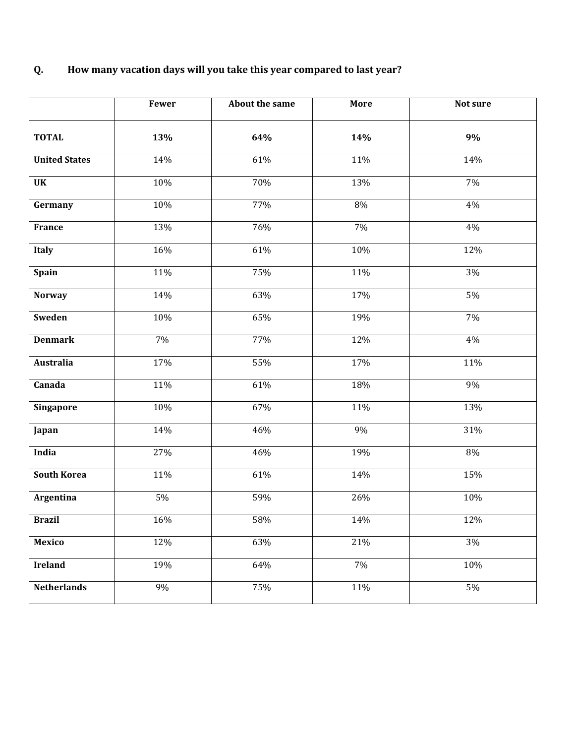**Q. How many vacation days will you take this year compared to last year?**

| | Fewer | About the same | More | Not sure |
|---|---|---|---|---|
| **TOTAL** | **13%** | **64%** | **14%** | **9%** |
| **United States** | 14% | 61% | 11% | 14% |
| **UK** | 10% | 70% | 13% | 7% |
| **Germany** | 10% | 77% | 8% | 4% |
| **France** | 13% | 76% | 7% | 4% |
| **Italy** | 16% | 61% | 10% | 12% |
| **Spain** | 11% | 75% | 11% | 3% |
| **Norway** | 14% | 63% | 17% | 5% |
| **Sweden** | 10% | 65% | 19% | 7% |
| **Denmark** | 7% | 77% | 12% | 4% |
| **Australia** | 17% | 55% | 17% | 11% |
| **Canada** | 11% | 61% | 18% | 9% |
| **Singapore** | 10% | 67% | 11% | 13% |
| **Japan** | 14% | 46% | 9% | 31% |
| **India** | 27% | 46% | 19% | 8% |
| **South Korea** | 11% | 61% | 14% | 15% |
| **Argentina** | 5% | 59% | 26% | 10% |
| **Brazil** | 16% | 58% | 14% | 12% |
| **Mexico** | 12% | 63% | 21% | 3% |
| **Ireland** | 19% | 64% | 7% | 10% |
| **Netherlands** | 9% | 75% | 11% | 5% |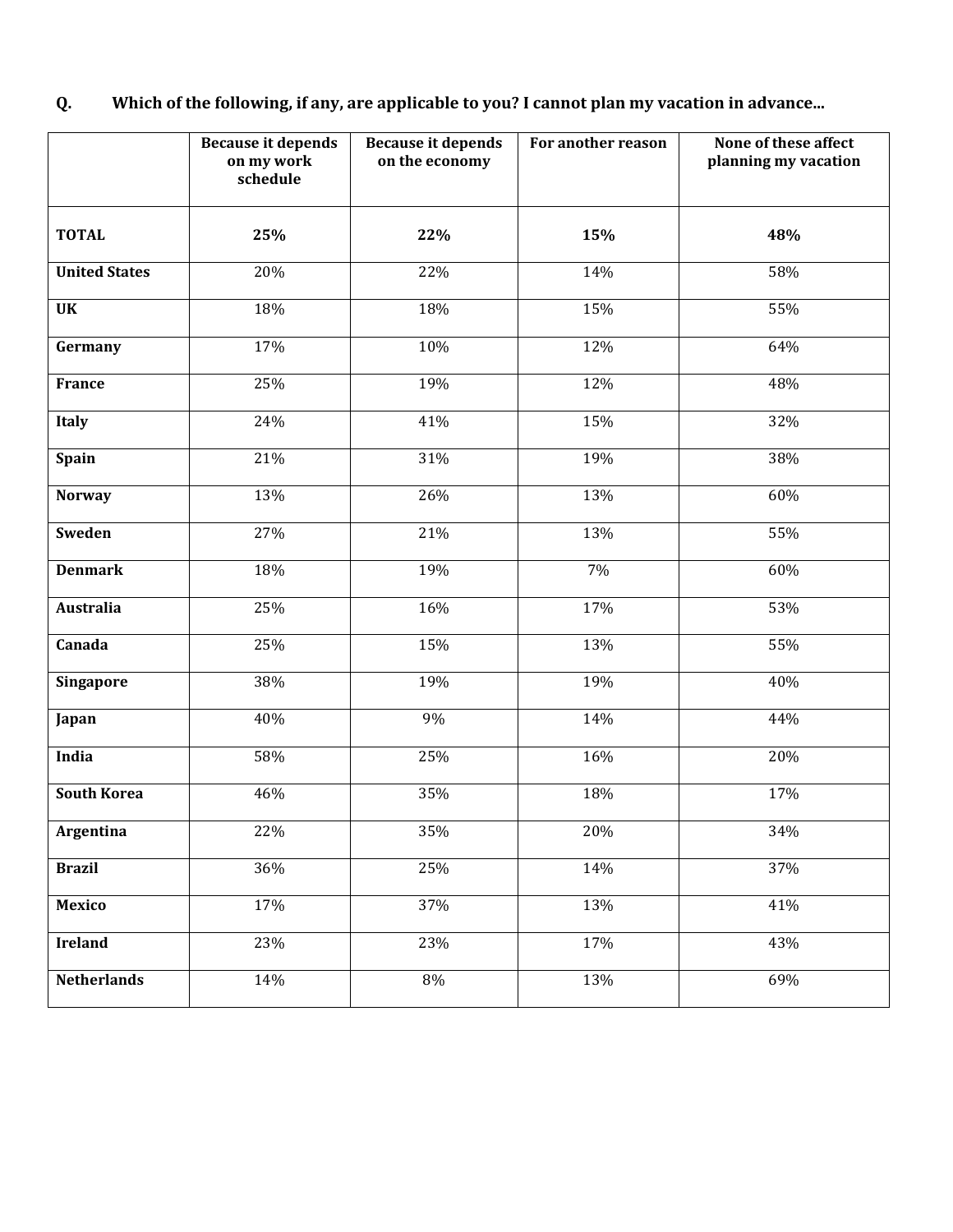**Q. Which of the following, if any, are applicable to you? I cannot plan my vacation in advance…**

| | Because it depends on my work schedule | Because it depends on the economy | For another reason | None of these affect planning my vacation |
|---|---|---|---|---|
| **TOTAL** | **25%** | **22%** | **15%** | **48%** |
| **United States** | 20% | 22% | 14% | 58% |
| **UK** | 18% | 18% | 15% | 55% |
| **Germany** | 17% | 10% | 12% | 64% |
| **France** | 25% | 19% | 12% | 48% |
| **Italy** | 24% | 41% | 15% | 32% |
| **Spain** | 21% | 31% | 19% | 38% |
| **Norway** | 13% | 26% | 13% | 60% |
| **Sweden** | 27% | 21% | 13% | 55% |
| **Denmark** | 18% | 19% | 7% | 60% |
| **Australia** | 25% | 16% | 17% | 53% |
| **Canada** | 25% | 15% | 13% | 55% |
| **Singapore** | 38% | 19% | 19% | 40% |
| **Japan** | 40% | 9% | 14% | 44% |
| **India** | 58% | 25% | 16% | 20% |
| **South Korea** | 46% | 35% | 18% | 17% |
| **Argentina** | 22% | 35% | 20% | 34% |
| **Brazil** | 36% | 25% | 14% | 37% |
| **Mexico** | 17% | 37% | 13% | 41% |
| **Ireland** | 23% | 23% | 17% | 43% |
| **Netherlands** | 14% | 8% | 13% | 69% |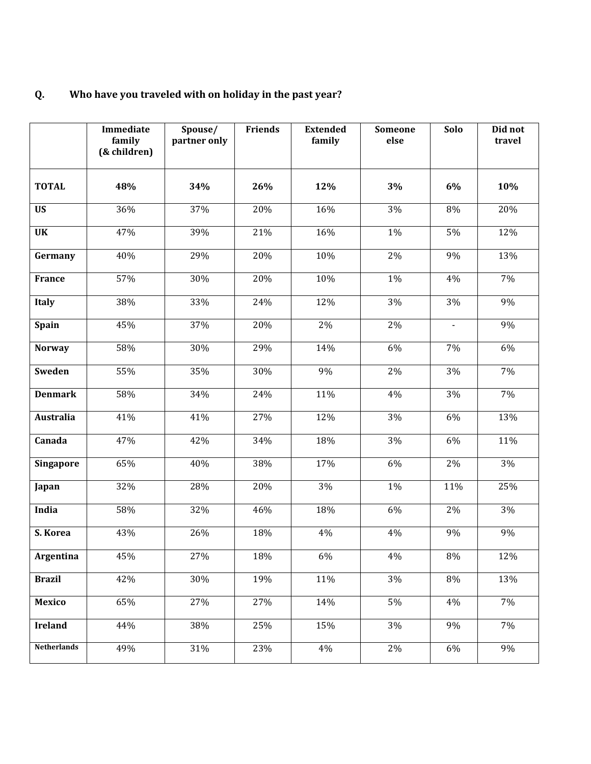**Q. Who have you traveled with on holiday in the past year?**

| | Immediate family (& children) | Spouse/ partner only | Friends | Extended family | Someone else | Solo | Did not travel |
|---|---|---|---|---|---|---|---|
| **TOTAL** | **48%** | **34%** | **26%** | **12%** | **3%** | **6%** | **10%** |
| **US** | 36% | 37% | 20% | 16% | 3% | 8% | 20% |
| **UK** | 47% | 39% | 21% | 16% | 1% | 5% | 12% |
| **Germany** | 40% | 29% | 20% | 10% | 2% | 9% | 13% |
| **France** | 57% | 30% | 20% | 10% | 1% | 4% | 7% |
| **Italy** | 38% | 33% | 24% | 12% | 3% | 3% | 9% |
| **Spain** | 45% | 37% | 20% | 2% | 2% | - | 9% |
| **Norway** | 58% | 30% | 29% | 14% | 6% | 7% | 6% |
| **Sweden** | 55% | 35% | 30% | 9% | 2% | 3% | 7% |
| **Denmark** | 58% | 34% | 24% | 11% | 4% | 3% | 7% |
| **Australia** | 41% | 41% | 27% | 12% | 3% | 6% | 13% |
| **Canada** | 47% | 42% | 34% | 18% | 3% | 6% | 11% |
| **Singapore** | 65% | 40% | 38% | 17% | 6% | 2% | 3% |
| **Japan** | 32% | 28% | 20% | 3% | 1% | 11% | 25% |
| **India** | 58% | 32% | 46% | 18% | 6% | 2% | 3% |
| **S. Korea** | 43% | 26% | 18% | 4% | 4% | 9% | 9% |
| **Argentina** | 45% | 27% | 18% | 6% | 4% | 8% | 12% |
| **Brazil** | 42% | 30% | 19% | 11% | 3% | 8% | 13% |
| **Mexico** | 65% | 27% | 27% | 14% | 5% | 4% | 7% |
| **Ireland** | 44% | 38% | 25% | 15% | 3% | 9% | 7% |
| **Netherlands** | 49% | 31% | 23% | 4% | 2% | 6% | 9% |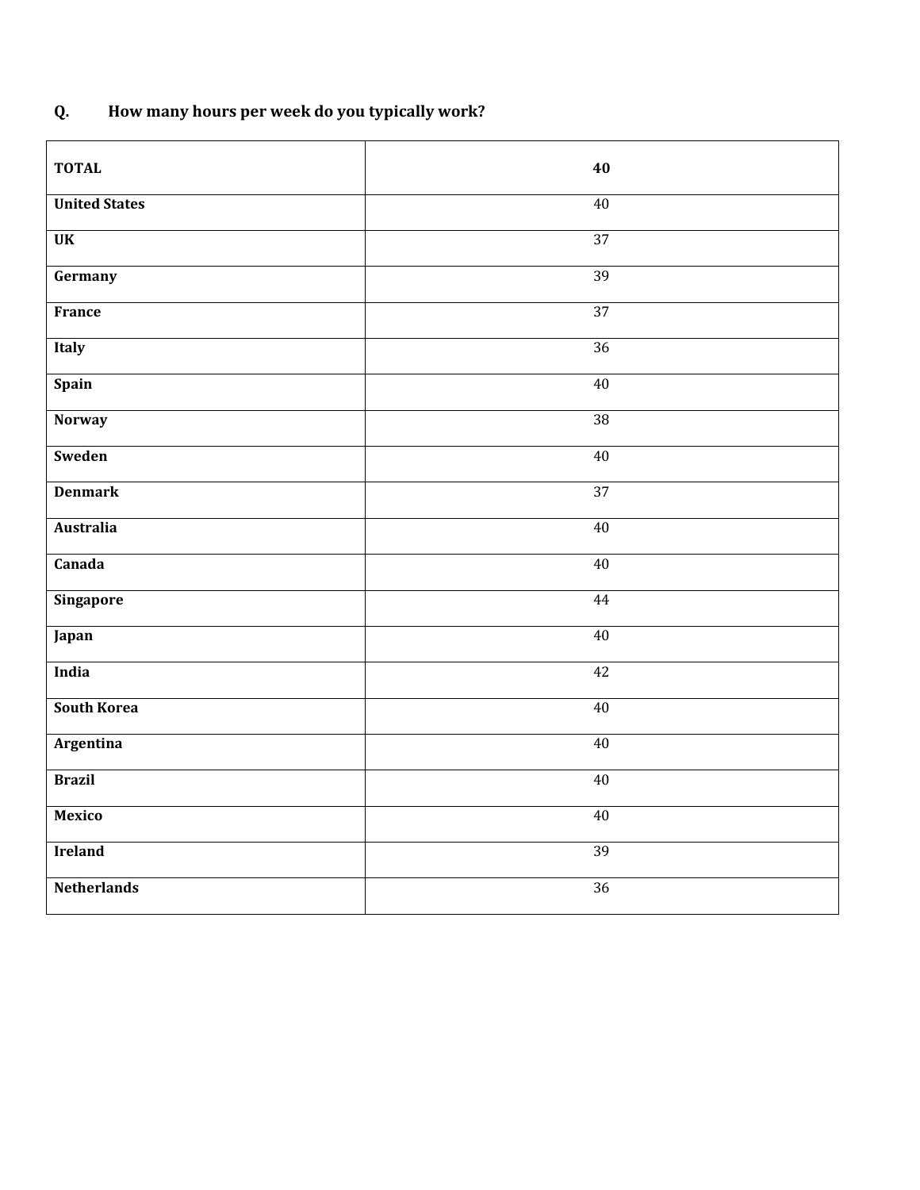**Q. How many hours per week do you typically work?**

| | |
|---|---|
| **TOTAL** | **40** |
| **United States** | 40 |
| **UK** | 37 |
| **Germany** | 39 |
| **France** | 37 |
| **Italy** | 36 |
| **Spain** | 40 |
| **Norway** | 38 |
| **Sweden** | 40 |
| **Denmark** | 37 |
| **Australia** | 40 |
| **Canada** | 40 |
| **Singapore** | 44 |
| **Japan** | 40 |
| **India** | 42 |
| **South Korea** | 40 |
| **Argentina** | 40 |
| **Brazil** | 40 |
| **Mexico** | 40 |
| **Ireland** | 39 |
| **Netherlands** | 36 |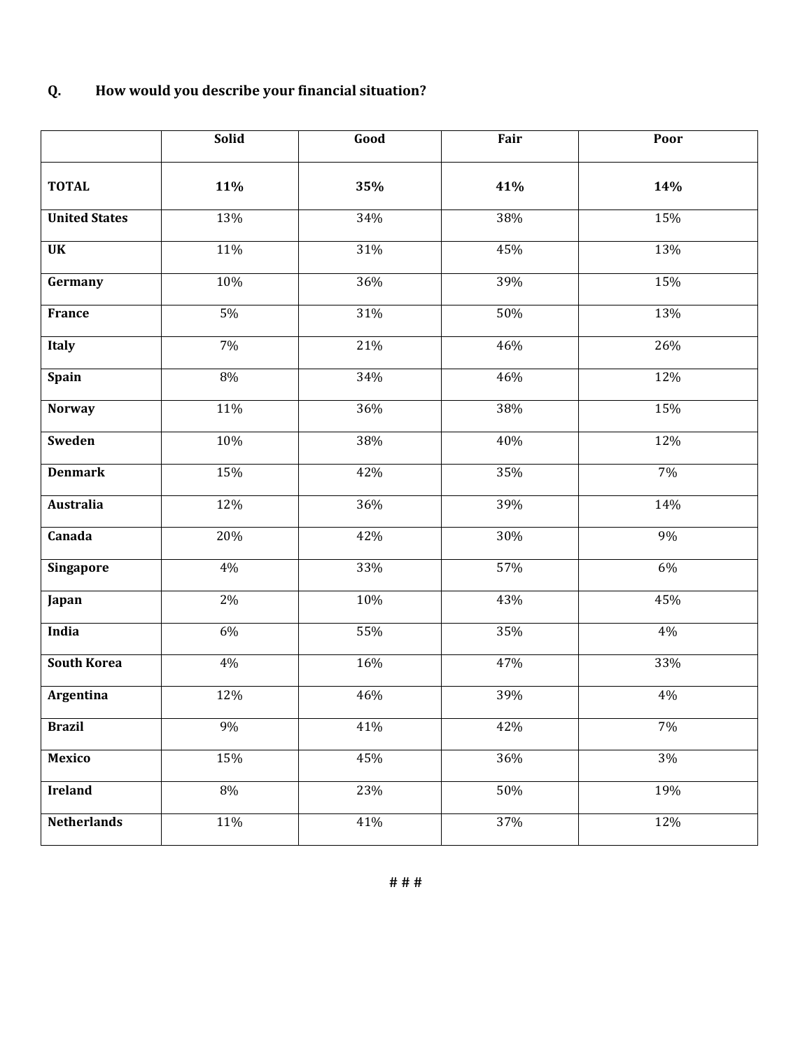**Q. How would you describe your financial situation?**

| | Solid | Good | Fair | Poor |
|---|---|---|---|---|
| **TOTAL** | **11%** | **35%** | **41%** | **14%** |
| **United States** | 13% | 34% | 38% | 15% |
| **UK** | 11% | 31% | 45% | 13% |
| **Germany** | 10% | 36% | 39% | 15% |
| **France** | 5% | 31% | 50% | 13% |
| **Italy** | 7% | 21% | 46% | 26% |
| **Spain** | 8% | 34% | 46% | 12% |
| **Norway** | 11% | 36% | 38% | 15% |
| **Sweden** | 10% | 38% | 40% | 12% |
| **Denmark** | 15% | 42% | 35% | 7% |
| **Australia** | 12% | 36% | 39% | 14% |
| **Canada** | 20% | 42% | 30% | 9% |
| **Singapore** | 4% | 33% | 57% | 6% |
| **Japan** | 2% | 10% | 43% | 45% |
| **India** | 6% | 55% | 35% | 4% |
| **South Korea** | 4% | 16% | 47% | 33% |
| **Argentina** | 12% | 46% | 39% | 4% |
| **Brazil** | 9% | 41% | 42% | 7% |
| **Mexico** | 15% | 45% | 36% | 3% |
| **Ireland** | 8% | 23% | 50% | 19% |
| **Netherlands** | 11% | 41% | 37% | 12% |

# # #